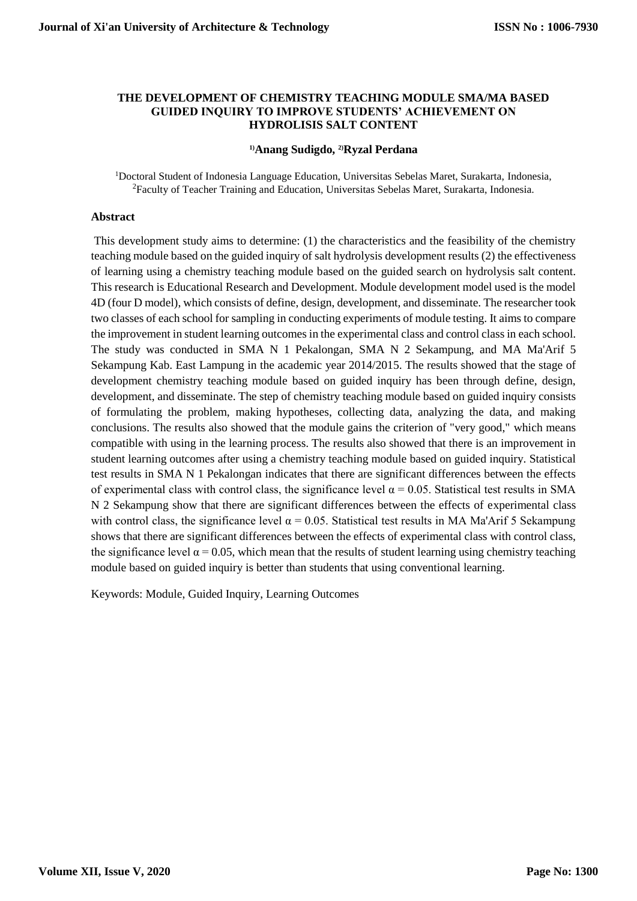# THE DEVELOPMENT OF CHEMISTRY TEACHING MODULE SMA/MA BASED GUIDED INQUIRY TO IMPROVE STUDENTS' ACHIEVEMENT ON HYDROLISIS SALT CONTENT

**[1)]Anang Sudigdo, [2)]Ryzal Perdana**

[1]Doctoral Student of Indonesia Language Education, Universitas Sebelas Maret, Surakarta, Indonesia,
[2]Faculty of Teacher Training and Education, Universitas Sebelas Maret, Surakarta, Indonesia.

## Abstract

This development study aims to determine: (1) the characteristics and the feasibility of the chemistry teaching module based on the guided inquiry of salt hydrolysis development results (2) the effectiveness of learning using a chemistry teaching module based on the guided search on hydrolysis salt content. This research is Educational Research and Development. Module development model used is the model 4D (four D model), which consists of define, design, development, and disseminate. The researcher took two classes of each school for sampling in conducting experiments of module testing. It aims to compare the improvement in student learning outcomes in the experimental class and control class in each school. The study was conducted in SMA N 1 Pekalongan, SMA N 2 Sekampung, and MA Ma'Arif 5 Sekampung Kab. East Lampung in the academic year 2014/2015. The results showed that the stage of development chemistry teaching module based on guided inquiry has been through define, design, development, and disseminate. The step of chemistry teaching module based on guided inquiry consists of formulating the problem, making hypotheses, collecting data, analyzing the data, and making conclusions. The results also showed that the module gains the criterion of "very good," which means compatible with using in the learning process. The results also showed that there is an improvement in student learning outcomes after using a chemistry teaching module based on guided inquiry. Statistical test results in SMA N 1 Pekalongan indicates that there are significant differences between the effects of experimental class with control class, the significance level $\alpha = 0.05$. Statistical test results in SMA N 2 Sekampung show that there are significant differences between the effects of experimental class with control class, the significance level $\alpha = 0.05$. Statistical test results in MA Ma'Arif 5 Sekampung shows that there are significant differences between the effects of experimental class with control class, the significance level $\alpha = 0.05$, which mean that the results of student learning using chemistry teaching module based on guided inquiry is better than students that using conventional learning.

Keywords: Module, Guided Inquiry, Learning Outcomes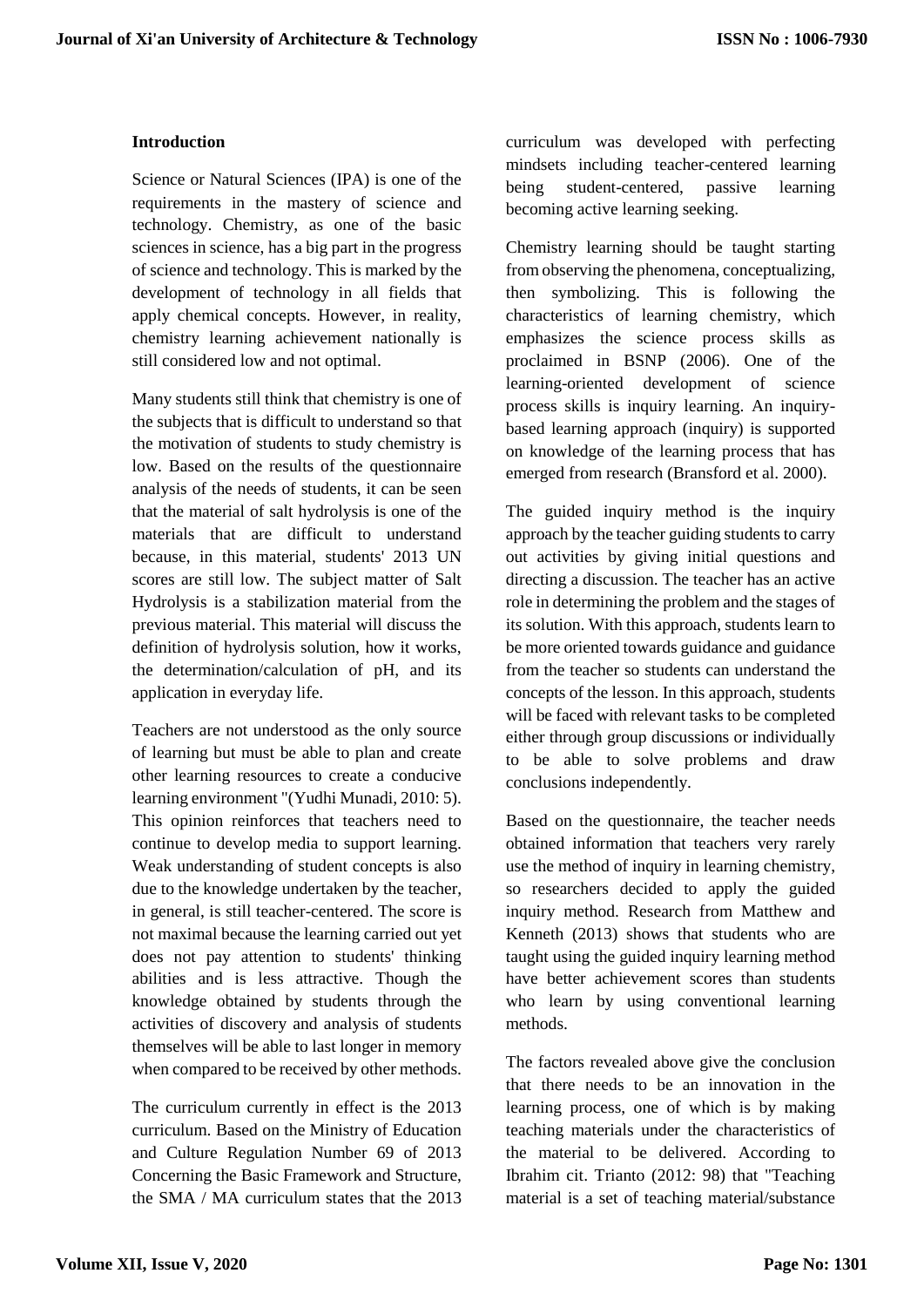## Introduction

Science or Natural Sciences (IPA) is one of the requirements in the mastery of science and technology. Chemistry, as one of the basic sciences in science, has a big part in the progress of science and technology. This is marked by the development of technology in all fields that apply chemical concepts. However, in reality, chemistry learning achievement nationally is still considered low and not optimal.

Many students still think that chemistry is one of the subjects that is difficult to understand so that the motivation of students to study chemistry is low. Based on the results of the questionnaire analysis of the needs of students, it can be seen that the material of salt hydrolysis is one of the materials that are difficult to understand because, in this material, students' 2013 UN scores are still low. The subject matter of Salt Hydrolysis is a stabilization material from the previous material. This material will discuss the definition of hydrolysis solution, how it works, the determination/calculation of pH, and its application in everyday life.

Teachers are not understood as the only source of learning but must be able to plan and create other learning resources to create a conducive learning environment "(Yudhi Munadi, 2010: 5). This opinion reinforces that teachers need to continue to develop media to support learning. Weak understanding of student concepts is also due to the knowledge undertaken by the teacher, in general, is still teacher-centered. The score is not maximal because the learning carried out yet does not pay attention to students' thinking abilities and is less attractive. Though the knowledge obtained by students through the activities of discovery and analysis of students themselves will be able to last longer in memory when compared to be received by other methods.

The curriculum currently in effect is the 2013 curriculum. Based on the Ministry of Education and Culture Regulation Number 69 of 2013 Concerning the Basic Framework and Structure, the SMA / MA curriculum states that the 2013 curriculum was developed with perfecting mindsets including teacher-centered learning being student-centered, passive learning becoming active learning seeking.

Chemistry learning should be taught starting from observing the phenomena, conceptualizing, then symbolizing. This is following the characteristics of learning chemistry, which emphasizes the science process skills as proclaimed in BSNP (2006). One of the learning-oriented development of science process skills is inquiry learning. An inquiry-based learning approach (inquiry) is supported on knowledge of the learning process that has emerged from research (Bransford et al. 2000).

The guided inquiry method is the inquiry approach by the teacher guiding students to carry out activities by giving initial questions and directing a discussion. The teacher has an active role in determining the problem and the stages of its solution. With this approach, students learn to be more oriented towards guidance and guidance from the teacher so students can understand the concepts of the lesson. In this approach, students will be faced with relevant tasks to be completed either through group discussions or individually to be able to solve problems and draw conclusions independently.

Based on the questionnaire, the teacher needs obtained information that teachers very rarely use the method of inquiry in learning chemistry, so researchers decided to apply the guided inquiry method. Research from Matthew and Kenneth (2013) shows that students who are taught using the guided inquiry learning method have better achievement scores than students who learn by using conventional learning methods.

The factors revealed above give the conclusion that there needs to be an innovation in the learning process, one of which is by making teaching materials under the characteristics of the material to be delivered. According to Ibrahim cit. Trianto (2012: 98) that "Teaching material is a set of teaching material/substance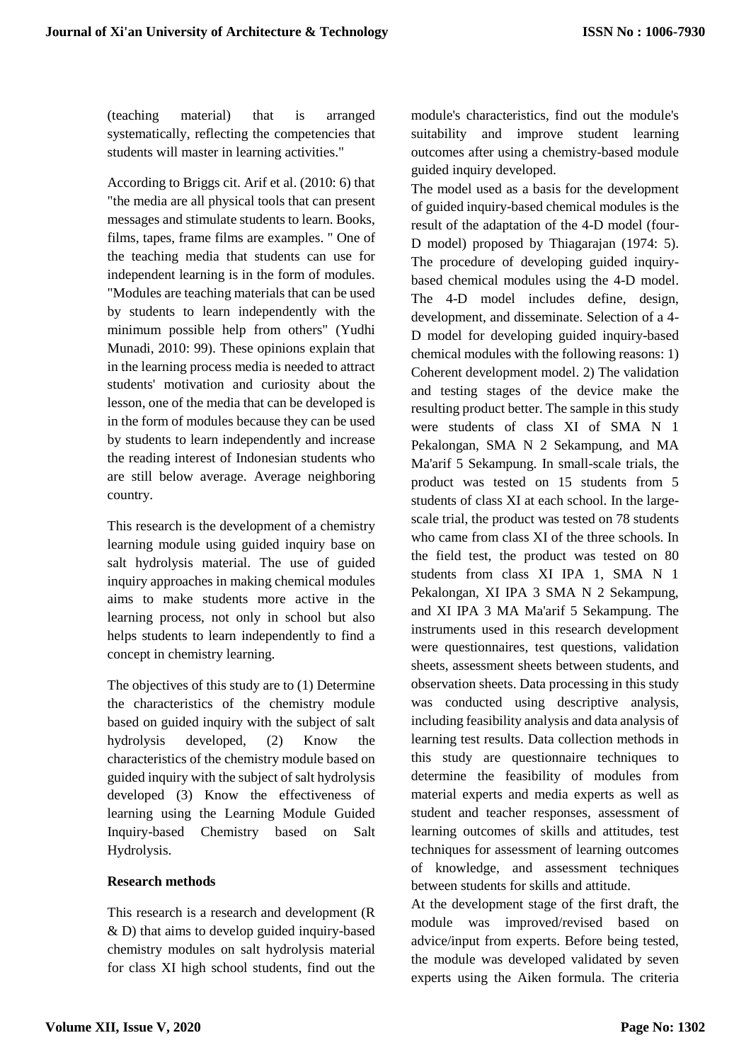(teaching material) that is arranged systematically, reflecting the competencies that students will master in learning activities."

According to Briggs cit. Arif et al. (2010: 6) that "the media are all physical tools that can present messages and stimulate students to learn. Books, films, tapes, frame films are examples. " One of the teaching media that students can use for independent learning is in the form of modules. "Modules are teaching materials that can be used by students to learn independently with the minimum possible help from others" (Yudhi Munadi, 2010: 99). These opinions explain that in the learning process media is needed to attract students' motivation and curiosity about the lesson, one of the media that can be developed is in the form of modules because they can be used by students to learn independently and increase the reading interest of Indonesian students who are still below average. Average neighboring country.

This research is the development of a chemistry learning module using guided inquiry base on salt hydrolysis material. The use of guided inquiry approaches in making chemical modules aims to make students more active in the learning process, not only in school but also helps students to learn independently to find a concept in chemistry learning.

The objectives of this study are to (1) Determine the characteristics of the chemistry module based on guided inquiry with the subject of salt hydrolysis developed, (2) Know the characteristics of the chemistry module based on guided inquiry with the subject of salt hydrolysis developed (3) Know the effectiveness of learning using the Learning Module Guided Inquiry-based Chemistry based on Salt Hydrolysis.

**Research methods**

This research is a research and development (R & D) that aims to develop guided inquiry-based chemistry modules on salt hydrolysis material for class XI high school students, find out the module's characteristics, find out the module's suitability and improve student learning outcomes after using a chemistry-based module guided inquiry developed.

The model used as a basis for the development of guided inquiry-based chemical modules is the result of the adaptation of the 4-D model (four-D model) proposed by Thiagarajan (1974: 5). The procedure of developing guided inquiry-based chemical modules using the 4-D model. The 4-D model includes define, design, development, and disseminate. Selection of a 4-D model for developing guided inquiry-based chemical modules with the following reasons: 1) Coherent development model. 2) The validation and testing stages of the device make the resulting product better. The sample in this study were students of class XI of SMA N 1 Pekalongan, SMA N 2 Sekampung, and MA Ma'arif 5 Sekampung. In small-scale trials, the product was tested on 15 students from 5 students of class XI at each school. In the large-scale trial, the product was tested on 78 students who came from class XI of the three schools. In the field test, the product was tested on 80 students from class XI IPA 1, SMA N 1 Pekalongan, XI IPA 3 SMA N 2 Sekampung, and XI IPA 3 MA Ma'arif 5 Sekampung. The instruments used in this research development were questionnaires, test questions, validation sheets, assessment sheets between students, and observation sheets. Data processing in this study was conducted using descriptive analysis, including feasibility analysis and data analysis of learning test results. Data collection methods in this study are questionnaire techniques to determine the feasibility of modules from material experts and media experts as well as student and teacher responses, assessment of learning outcomes of skills and attitudes, test techniques for assessment of learning outcomes of knowledge, and assessment techniques between students for skills and attitude.

At the development stage of the first draft, the module was improved/revised based on advice/input from experts. Before being tested, the module was developed validated by seven experts using the Aiken formula. The criteria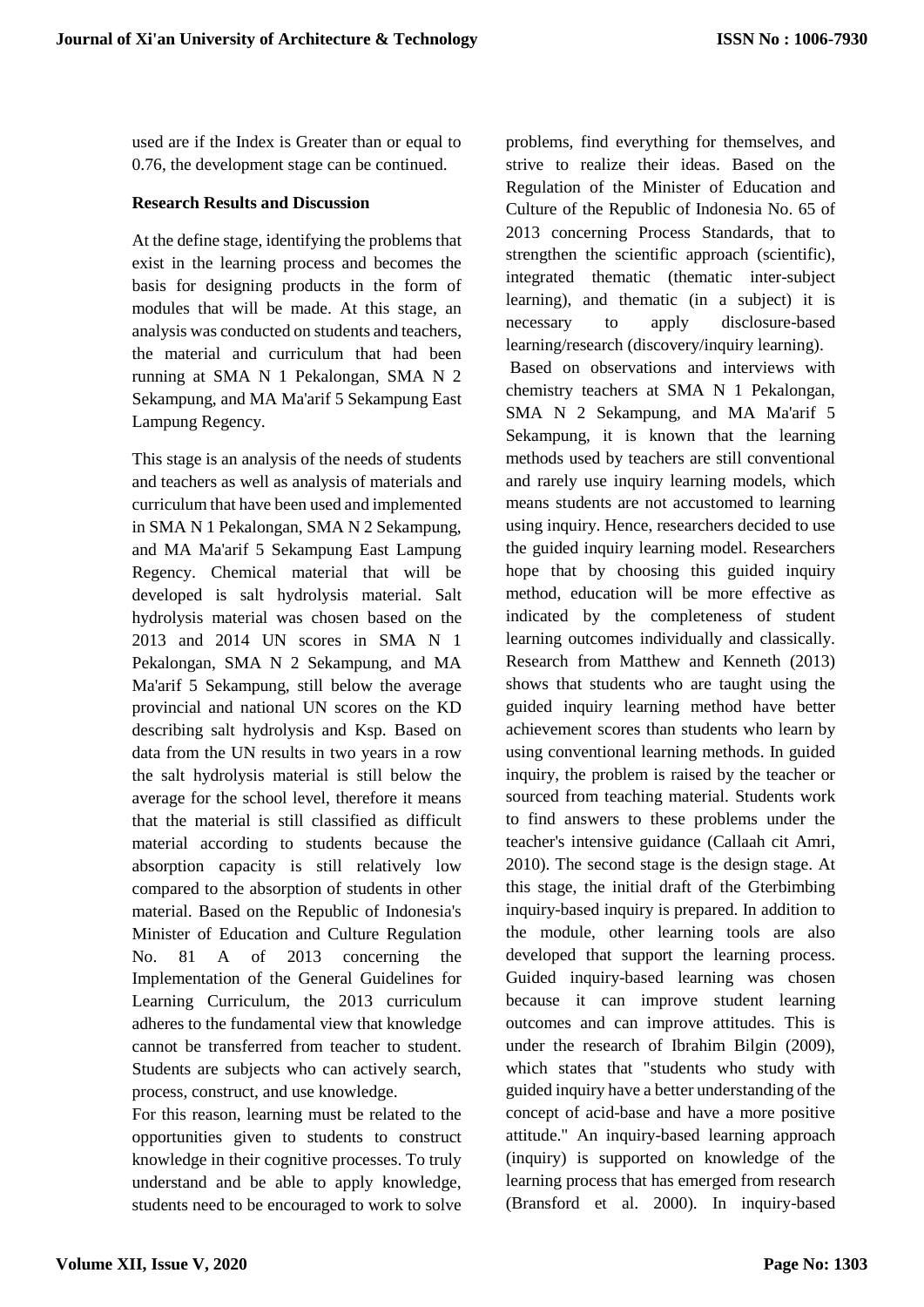used are if the Index is Greater than or equal to 0.76, the development stage can be continued.

**Research Results and Discussion**

At the define stage, identifying the problems that exist in the learning process and becomes the basis for designing products in the form of modules that will be made. At this stage, an analysis was conducted on students and teachers, the material and curriculum that had been running at SMA N 1 Pekalongan, SMA N 2 Sekampung, and MA Ma'arif 5 Sekampung East Lampung Regency.

This stage is an analysis of the needs of students and teachers as well as analysis of materials and curriculum that have been used and implemented in SMA N 1 Pekalongan, SMA N 2 Sekampung, and MA Ma'arif 5 Sekampung East Lampung Regency. Chemical material that will be developed is salt hydrolysis material. Salt hydrolysis material was chosen based on the 2013 and 2014 UN scores in SMA N 1 Pekalongan, SMA N 2 Sekampung, and MA Ma'arif 5 Sekampung, still below the average provincial and national UN scores on the KD describing salt hydrolysis and Ksp. Based on data from the UN results in two years in a row the salt hydrolysis material is still below the average for the school level, therefore it means that the material is still classified as difficult material according to students because the absorption capacity is still relatively low compared to the absorption of students in other material. Based on the Republic of Indonesia's Minister of Education and Culture Regulation No. 81 A of 2013 concerning the Implementation of the General Guidelines for Learning Curriculum, the 2013 curriculum adheres to the fundamental view that knowledge cannot be transferred from teacher to student. Students are subjects who can actively search, process, construct, and use knowledge.

For this reason, learning must be related to the opportunities given to students to construct knowledge in their cognitive processes. To truly understand and be able to apply knowledge, students need to be encouraged to work to solve problems, find everything for themselves, and strive to realize their ideas. Based on the Regulation of the Minister of Education and Culture of the Republic of Indonesia No. 65 of 2013 concerning Process Standards, that to strengthen the scientific approach (scientific), integrated thematic (thematic inter-subject learning), and thematic (in a subject) it is necessary to apply disclosure-based learning/research (discovery/inquiry learning).

Based on observations and interviews with chemistry teachers at SMA N 1 Pekalongan, SMA N 2 Sekampung, and MA Ma'arif 5 Sekampung, it is known that the learning methods used by teachers are still conventional and rarely use inquiry learning models, which means students are not accustomed to learning using inquiry. Hence, researchers decided to use the guided inquiry learning model. Researchers hope that by choosing this guided inquiry method, education will be more effective as indicated by the completeness of student learning outcomes individually and classically. Research from Matthew and Kenneth (2013) shows that students who are taught using the guided inquiry learning method have better achievement scores than students who learn by using conventional learning methods. In guided inquiry, the problem is raised by the teacher or sourced from teaching material. Students work to find answers to these problems under the teacher's intensive guidance (Callaah cit Amri, 2010). The second stage is the design stage. At this stage, the initial draft of the Gterbimbing inquiry-based inquiry is prepared. In addition to the module, other learning tools are also developed that support the learning process. Guided inquiry-based learning was chosen because it can improve student learning outcomes and can improve attitudes. This is under the research of Ibrahim Bilgin (2009), which states that "students who study with guided inquiry have a better understanding of the concept of acid-base and have a more positive attitude." An inquiry-based learning approach (inquiry) is supported on knowledge of the learning process that has emerged from research (Bransford et al. 2000). In inquiry-based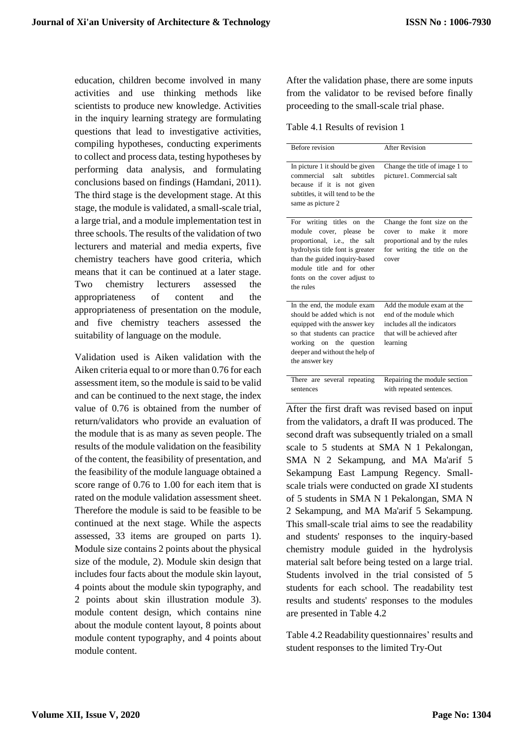education, children become involved in many activities and use thinking methods like scientists to produce new knowledge. Activities in the inquiry learning strategy are formulating questions that lead to investigative activities, compiling hypotheses, conducting experiments to collect and process data, testing hypotheses by performing data analysis, and formulating conclusions based on findings (Hamdani, 2011). The third stage is the development stage. At this stage, the module is validated, a small-scale trial, a large trial, and a module implementation test in three schools. The results of the validation of two lecturers and material and media experts, five chemistry teachers have good criteria, which means that it can be continued at a later stage. Two chemistry lecturers assessed the appropriateness of content and the appropriateness of presentation on the module, and five chemistry teachers assessed the suitability of language on the module.

Validation used is Aiken validation with the Aiken criteria equal to or more than 0.76 for each assessment item, so the module is said to be valid and can be continued to the next stage, the index value of 0.76 is obtained from the number of return/validators who provide an evaluation of the module that is as many as seven people. The results of the module validation on the feasibility of the content, the feasibility of presentation, and the feasibility of the module language obtained a score range of 0.76 to 1.00 for each item that is rated on the module validation assessment sheet. Therefore the module is said to be feasible to be continued at the next stage. While the aspects assessed, 33 items are grouped on parts 1). Module size contains 2 points about the physical size of the module, 2). Module skin design that includes four facts about the module skin layout, 4 points about the module skin typography, and 2 points about skin illustration module 3). module content design, which contains nine about the module content layout, 8 points about module content typography, and 4 points about module content.

After the validation phase, there are some inputs from the validator to be revised before finally proceeding to the small-scale trial phase.

Table 4.1 Results of revision 1

| Before revision | After Revision |
| --- | --- |
| In picture 1 it should be given commercial salt subtitles because if it is not given subtitles, it will tend to be the same as picture 2 | Change the title of image 1 to picture1. Commercial salt |
| For writing titles on the module cover, please be proportional, i.e., the salt hydrolysis title font is greater than the guided inquiry-based module title and for other fonts on the cover adjust to the rules | Change the font size on the cover to make it more proportional and by the rules for writing the title on the cover |
| In the end, the module exam should be added which is not equipped with the answer key so that students can practice working on the question deeper and without the help of the answer key | Add the module exam at the end of the module which includes all the indicators that will be achieved after learning |
| There are several repeating sentences | Repairing the module section with repeated sentences. |

After the first draft was revised based on input from the validators, a draft II was produced. The second draft was subsequently trialed on a small scale to 5 students at SMA N 1 Pekalongan, SMA N 2 Sekampung, and MA Ma'arif 5 Sekampung East Lampung Regency. Small-scale trials were conducted on grade XI students of 5 students in SMA N 1 Pekalongan, SMA N 2 Sekampung, and MA Ma'arif 5 Sekampung. This small-scale trial aims to see the readability and students' responses to the inquiry-based chemistry module guided in the hydrolysis material salt before being tested on a large trial. Students involved in the trial consisted of 5 students for each school. The readability test results and students' responses to the modules are presented in Table 4.2

Table 4.2 Readability questionnaires' results and student responses to the limited Try-Out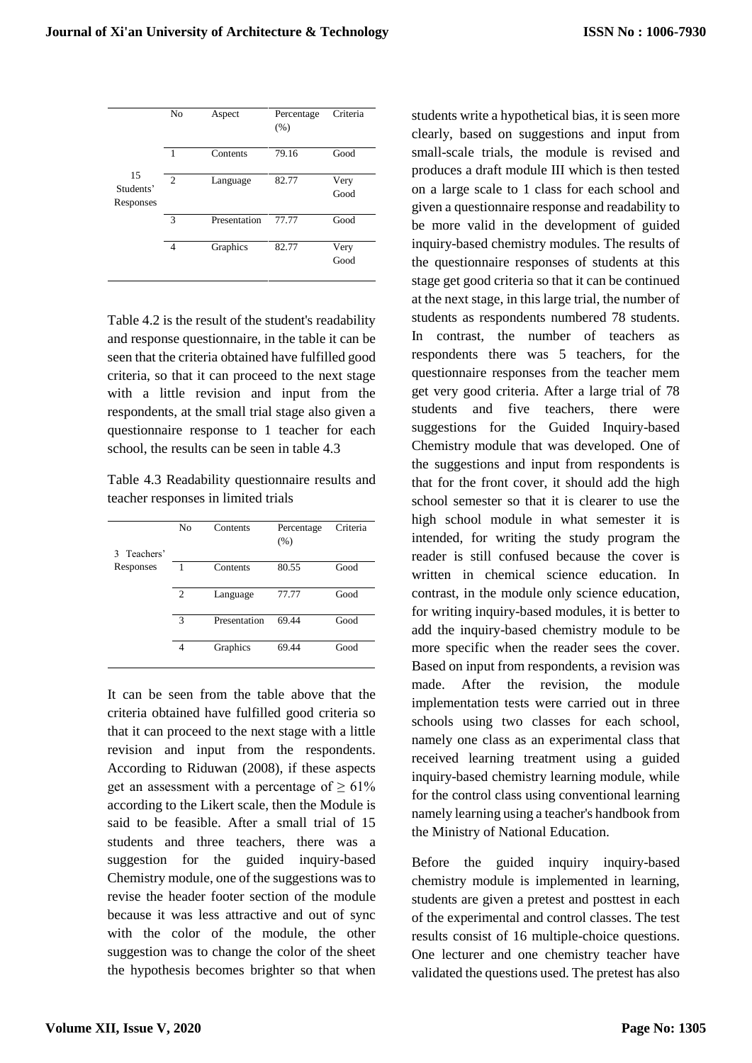|  | No | Aspect | Percentage (%) | Criteria |
|---|---|---|---|---|
| 15 Students' Responses | 1 | Contents | 79.16 | Good |
|  | 2 | Language | 82.77 | Very Good |
|  | 3 | Presentation | 77.77 | Good |
|  | 4 | Graphics | 82.77 | Very Good |

Table 4.2 is the result of the student's readability and response questionnaire, in the table it can be seen that the criteria obtained have fulfilled good criteria, so that it can proceed to the next stage with a little revision and input from the respondents, at the small trial stage also given a questionnaire response to 1 teacher for each school, the results can be seen in table 4.3

Table 4.3 Readability questionnaire results and teacher responses in limited trials

|  | No | Contents | Percentage (%) | Criteria |
|---|---|---|---|---|
| 3 Teachers' Responses | 1 | Contents | 80.55 | Good |
|  | 2 | Language | 77.77 | Good |
|  | 3 | Presentation | 69.44 | Good |
|  | 4 | Graphics | 69.44 | Good |

It can be seen from the table above that the criteria obtained have fulfilled good criteria so that it can proceed to the next stage with a little revision and input from the respondents. According to Riduwan (2008), if these aspects get an assessment with a percentage of $\geq 61\%$ according to the Likert scale, then the Module is said to be feasible. After a small trial of 15 students and three teachers, there was a suggestion for the guided inquiry-based Chemistry module, one of the suggestions was to revise the header footer section of the module because it was less attractive and out of sync with the color of the module, the other suggestion was to change the color of the sheet the hypothesis becomes brighter so that when students write a hypothetical bias, it is seen more clearly, based on suggestions and input from small-scale trials, the module is revised and produces a draft module III which is then tested on a large scale to 1 class for each school and given a questionnaire response and readability to be more valid in the development of guided inquiry-based chemistry modules. The results of the questionnaire responses of students at this stage get good criteria so that it can be continued at the next stage, in this large trial, the number of students as respondents numbered 78 students. In contrast, the number of teachers as respondents there was 5 teachers, for the questionnaire responses from the teacher mem get very good criteria. After a large trial of 78 students and five teachers, there were suggestions for the Guided Inquiry-based Chemistry module that was developed. One of the suggestions and input from respondents is that for the front cover, it should add the high school semester so that it is clearer to use the high school module in what semester it is intended, for writing the study program the reader is still confused because the cover is written in chemical science education. In contrast, in the module only science education, for writing inquiry-based modules, it is better to add the inquiry-based chemistry module to be more specific when the reader sees the cover. Based on input from respondents, a revision was made. After the revision, the module implementation tests were carried out in three schools using two classes for each school, namely one class as an experimental class that received learning treatment using a guided inquiry-based chemistry learning module, while for the control class using conventional learning namely learning using a teacher's handbook from the Ministry of National Education.

Before the guided inquiry inquiry-based chemistry module is implemented in learning, students are given a pretest and posttest in each of the experimental and control classes. The test results consist of 16 multiple-choice questions. One lecturer and one chemistry teacher have validated the questions used. The pretest has also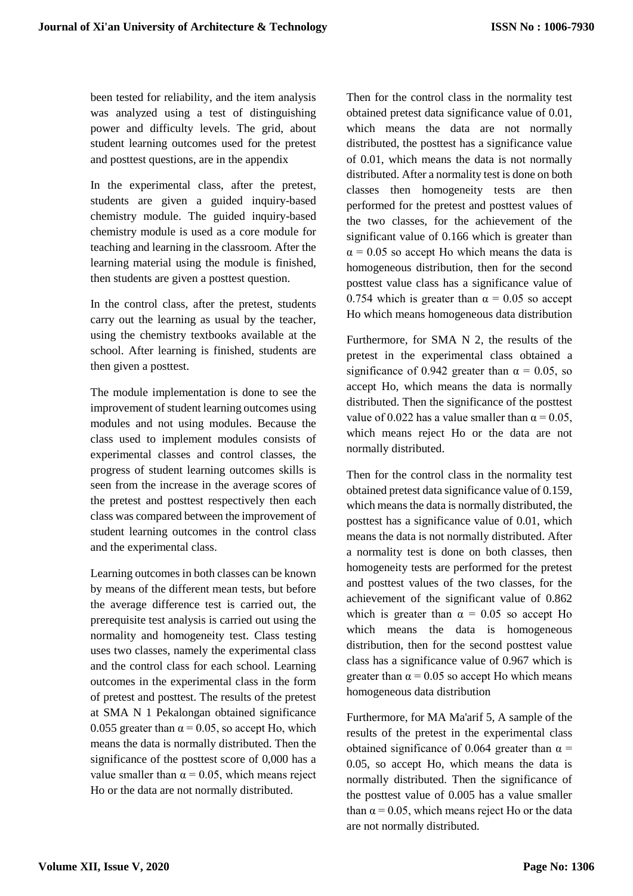been tested for reliability, and the item analysis was analyzed using a test of distinguishing power and difficulty levels. The grid, about student learning outcomes used for the pretest and posttest questions, are in the appendix

In the experimental class, after the pretest, students are given a guided inquiry-based chemistry module. The guided inquiry-based chemistry module is used as a core module for teaching and learning in the classroom. After the learning material using the module is finished, then students are given a posttest question.

In the control class, after the pretest, students carry out the learning as usual by the teacher, using the chemistry textbooks available at the school. After learning is finished, students are then given a posttest.

The module implementation is done to see the improvement of student learning outcomes using modules and not using modules. Because the class used to implement modules consists of experimental classes and control classes, the progress of student learning outcomes skills is seen from the increase in the average scores of the pretest and posttest respectively then each class was compared between the improvement of student learning outcomes in the control class and the experimental class.

Learning outcomes in both classes can be known by means of the different mean tests, but before the average difference test is carried out, the prerequisite test analysis is carried out using the normality and homogeneity test. Class testing uses two classes, namely the experimental class and the control class for each school. Learning outcomes in the experimental class in the form of pretest and posttest. The results of the pretest at SMA N 1 Pekalongan obtained significance 0.055 greater than $\alpha = 0.05$, so accept Ho, which means the data is normally distributed. Then the significance of the posttest score of 0,000 has a value smaller than $\alpha = 0.05$, which means reject Ho or the data are not normally distributed.

Then for the control class in the normality test obtained pretest data significance value of 0.01, which means the data are not normally distributed, the posttest has a significance value of 0.01, which means the data is not normally distributed. After a normality test is done on both classes then homogeneity tests are then performed for the pretest and posttest values of the two classes, for the achievement of the significant value of 0.166 which is greater than $\alpha = 0.05$ so accept Ho which means the data is homogeneous distribution, then for the second posttest value class has a significance value of 0.754 which is greater than $\alpha = 0.05$ so accept Ho which means homogeneous data distribution

Furthermore, for SMA N 2, the results of the pretest in the experimental class obtained a significance of 0.942 greater than $\alpha = 0.05$, so accept Ho, which means the data is normally distributed. Then the significance of the posttest value of 0.022 has a value smaller than $\alpha = 0.05$, which means reject Ho or the data are not normally distributed.

Then for the control class in the normality test obtained pretest data significance value of 0.159, which means the data is normally distributed, the posttest has a significance value of 0.01, which means the data is not normally distributed. After a normality test is done on both classes, then homogeneity tests are performed for the pretest and posttest values of the two classes, for the achievement of the significant value of 0.862 which is greater than $\alpha = 0.05$ so accept Ho which means the data is homogeneous distribution, then for the second posttest value class has a significance value of 0.967 which is greater than $\alpha = 0.05$ so accept Ho which means homogeneous data distribution

Furthermore, for MA Ma'arif 5, A sample of the results of the pretest in the experimental class obtained significance of 0.064 greater than $\alpha = 0.05$, so accept Ho, which means the data is normally distributed. Then the significance of the posttest value of 0.005 has a value smaller than $\alpha = 0.05$, which means reject Ho or the data are not normally distributed.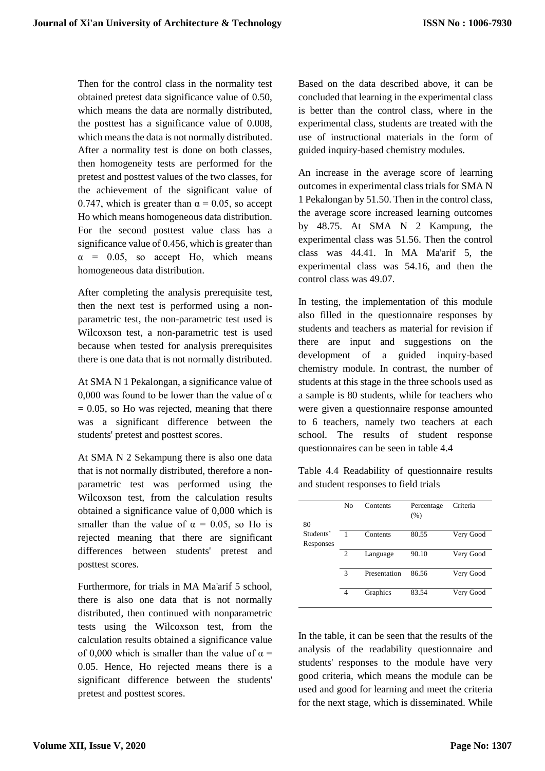Then for the control class in the normality test obtained pretest data significance value of 0.50, which means the data are normally distributed, the posttest has a significance value of 0.008, which means the data is not normally distributed. After a normality test is done on both classes, then homogeneity tests are performed for the pretest and posttest values of the two classes, for the achievement of the significant value of 0.747, which is greater than $\alpha = 0.05$, so accept Ho which means homogeneous data distribution. For the second posttest value class has a significance value of 0.456, which is greater than $\alpha = 0.05$, so accept Ho, which means homogeneous data distribution.

After completing the analysis prerequisite test, then the next test is performed using a non-parametric test, the non-parametric test used is Wilcoxson test, a non-parametric test is used because when tested for analysis prerequisites there is one data that is not normally distributed.

At SMA N 1 Pekalongan, a significance value of 0,000 was found to be lower than the value of $\alpha = 0.05$, so Ho was rejected, meaning that there was a significant difference between the students' pretest and posttest scores.

At SMA N 2 Sekampung there is also one data that is not normally distributed, therefore a non-parametric test was performed using the Wilcoxson test, from the calculation results obtained a significance value of 0,000 which is smaller than the value of $\alpha = 0.05$, so Ho is rejected meaning that there are significant differences between students' pretest and posttest scores.

Furthermore, for trials in MA Ma'arif 5 school, there is also one data that is not normally distributed, then continued with nonparametric tests using the Wilcoxson test, from the calculation results obtained a significance value of 0,000 which is smaller than the value of $\alpha = 0.05$. Hence, Ho rejected means there is a significant difference between the students' pretest and posttest scores.

Based on the data described above, it can be concluded that learning in the experimental class is better than the control class, where in the experimental class, students are treated with the use of instructional materials in the form of guided inquiry-based chemistry modules.

An increase in the average score of learning outcomes in experimental class trials for SMA N 1 Pekalongan by 51.50. Then in the control class, the average score increased learning outcomes by 48.75. At SMA N 2 Kampung, the experimental class was 51.56. Then the control class was 44.41. In MA Ma'arif 5, the experimental class was 54.16, and then the control class was 49.07.

In testing, the implementation of this module also filled in the questionnaire responses by students and teachers as material for revision if there are input and suggestions on the development of a guided inquiry-based chemistry module. In contrast, the number of students at this stage in the three schools used as a sample is 80 students, while for teachers who were given a questionnaire response amounted to 6 teachers, namely two teachers at each school. The results of student response questionnaires can be seen in table 4.4

Table 4.4 Readability of questionnaire results and student responses to field trials

| | No | Contents | Percentage (%) | Criteria |
|---|---|---|---|---|
| 80 Students' Responses | 1 | Contents | 80.55 | Very Good |
| | 2 | Language | 90.10 | Very Good |
| | 3 | Presentation | 86.56 | Very Good |
| | 4 | Graphics | 83.54 | Very Good |

In the table, it can be seen that the results of the analysis of the readability questionnaire and students' responses to the module have very good criteria, which means the module can be used and good for learning and meet the criteria for the next stage, which is disseminated. While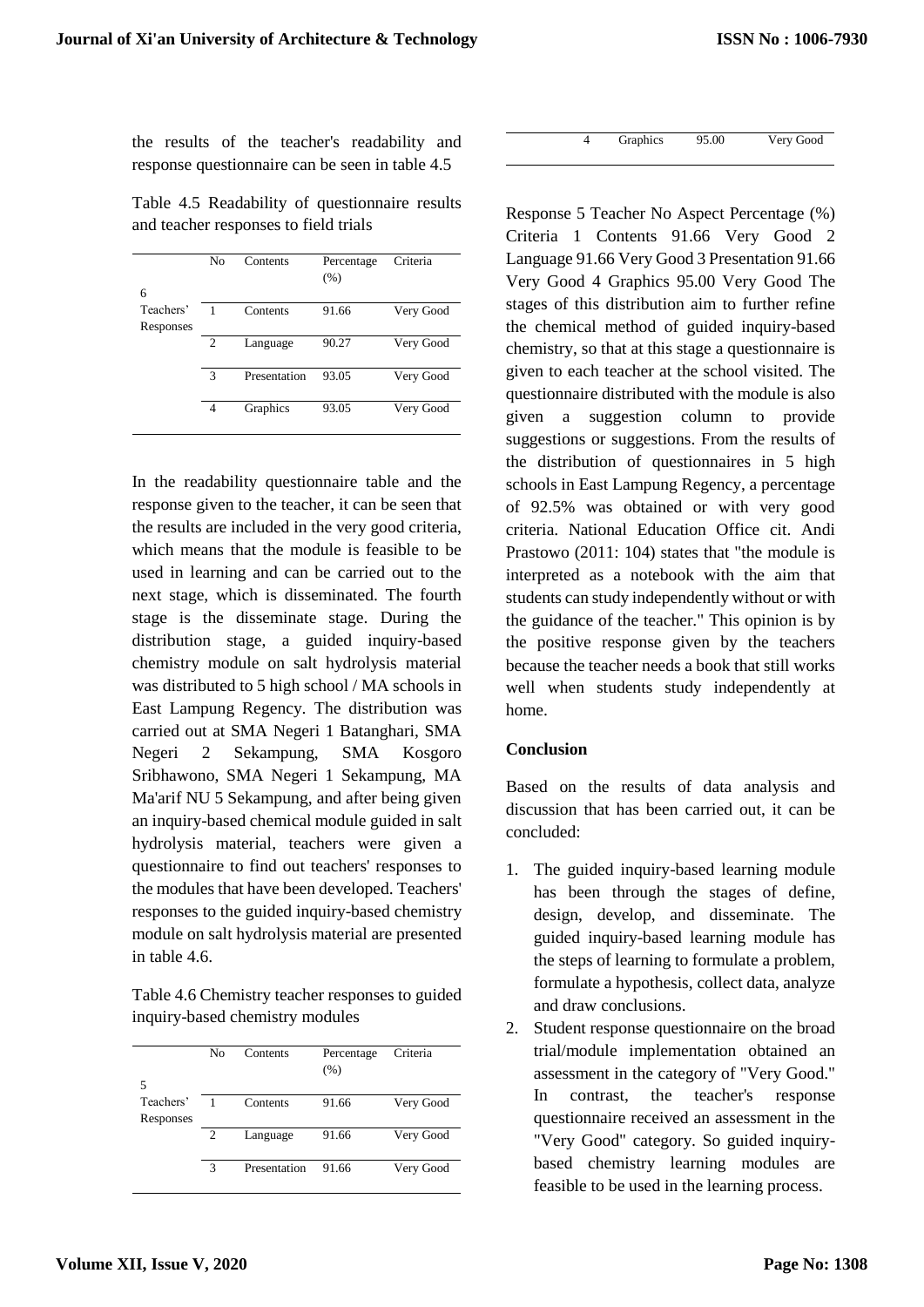the results of the teacher's readability and response questionnaire can be seen in table 4.5

Table 4.5 Readability of questionnaire results and teacher responses to field trials

| | No | Contents | Percentage (%) | Criteria |
|---|---|---|---|---|
| 6 Teachers' Responses | 1 | Contents | 91.66 | Very Good |
| | 2 | Language | 90.27 | Very Good |
| | 3 | Presentation | 93.05 | Very Good |
| | 4 | Graphics | 93.05 | Very Good |

In the readability questionnaire table and the response given to the teacher, it can be seen that the results are included in the very good criteria, which means that the module is feasible to be used in learning and can be carried out to the next stage, which is disseminated. The fourth stage is the disseminate stage. During the distribution stage, a guided inquiry-based chemistry module on salt hydrolysis material was distributed to 5 high school / MA schools in East Lampung Regency. The distribution was carried out at SMA Negeri 1 Batanghari, SMA Negeri 2 Sekampung, SMA Kosgoro Sribhawono, SMA Negeri 1 Sekampung, MA Ma'arif NU 5 Sekampung, and after being given an inquiry-based chemical module guided in salt hydrolysis material, teachers were given a questionnaire to find out teachers' responses to the modules that have been developed. Teachers' responses to the guided inquiry-based chemistry module on salt hydrolysis material are presented in table 4.6.

Table 4.6 Chemistry teacher responses to guided inquiry-based chemistry modules

| | No | Contents | Percentage (%) | Criteria |
|---|---|---|---|---|
| 5 Teachers' Responses | 1 | Contents | 91.66 | Very Good |
| | 2 | Language | 91.66 | Very Good |
| | 3 | Presentation | 91.66 | Very Good |
| | 4 | Graphics | 95.00 | Very Good |

Response 5 Teacher No Aspect Percentage (%) Criteria 1 Contents 91.66 Very Good 2 Language 91.66 Very Good 3 Presentation 91.66 Very Good 4 Graphics 95.00 Very Good The stages of this distribution aim to further refine the chemical method of guided inquiry-based chemistry, so that at this stage a questionnaire is given to each teacher at the school visited. The questionnaire distributed with the module is also given a suggestion column to provide suggestions or suggestions. From the results of the distribution of questionnaires in 5 high schools in East Lampung Regency, a percentage of 92.5% was obtained or with very good criteria. National Education Office cit. Andi Prastowo (2011: 104) states that "the module is interpreted as a notebook with the aim that students can study independently without or with the guidance of the teacher." This opinion is by the positive response given by the teachers because the teacher needs a book that still works well when students study independently at home.

## Conclusion

Based on the results of data analysis and discussion that has been carried out, it can be concluded:

1. The guided inquiry-based learning module has been through the stages of define, design, develop, and disseminate. The guided inquiry-based learning module has the steps of learning to formulate a problem, formulate a hypothesis, collect data, analyze and draw conclusions.
2. Student response questionnaire on the broad trial/module implementation obtained an assessment in the category of "Very Good." In contrast, the teacher's response questionnaire received an assessment in the "Very Good" category. So guided inquiry-based chemistry learning modules are feasible to be used in the learning process.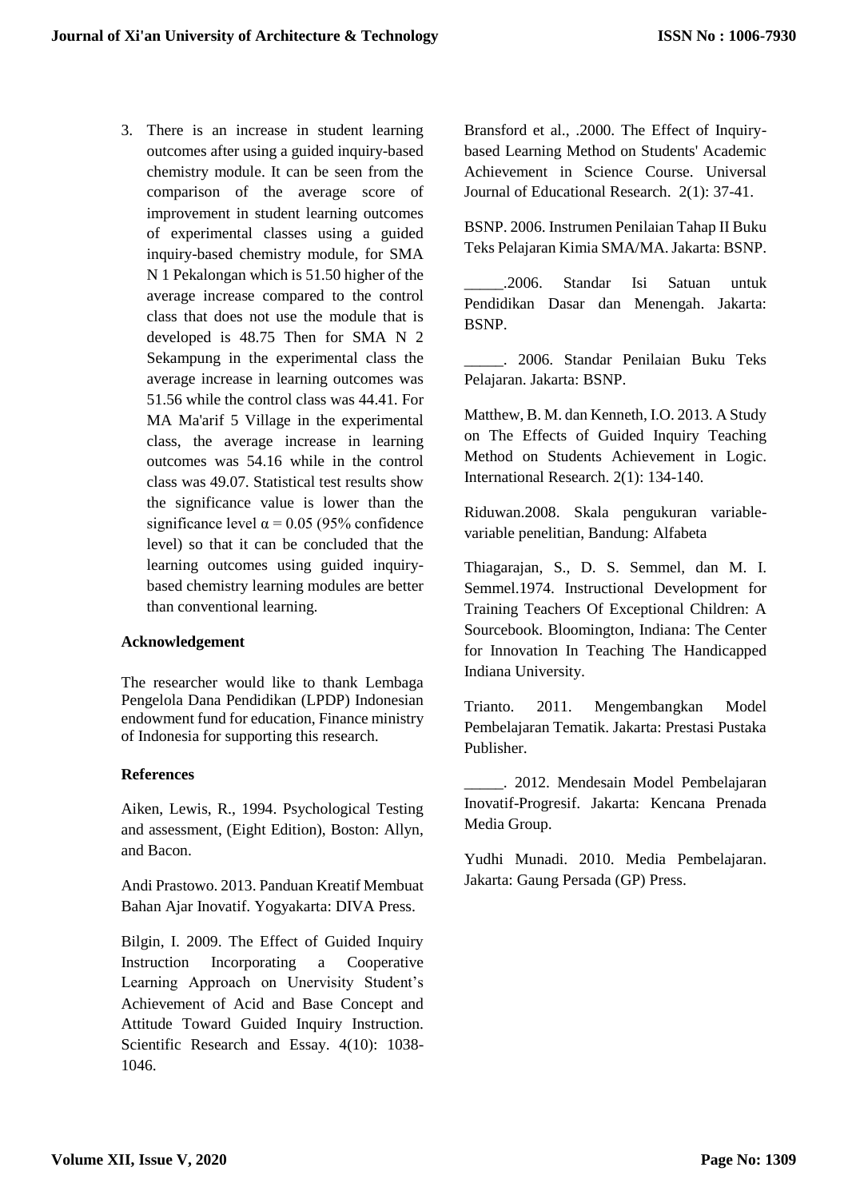3. There is an increase in student learning outcomes after using a guided inquiry-based chemistry module. It can be seen from the comparison of the average score of improvement in student learning outcomes of experimental classes using a guided inquiry-based chemistry module, for SMA N 1 Pekalongan which is 51.50 higher of the average increase compared to the control class that does not use the module that is developed is 48.75 Then for SMA N 2 Sekampung in the experimental class the average increase in learning outcomes was 51.56 while the control class was 44.41. For MA Ma'arif 5 Village in the experimental class, the average increase in learning outcomes was 54.16 while in the control class was 49.07. Statistical test results show the significance value is lower than the significance level $\alpha = 0.05$ (95% confidence level) so that it can be concluded that the learning outcomes using guided inquiry-based chemistry learning modules are better than conventional learning.

### Acknowledgement

The researcher would like to thank Lembaga Pengelola Dana Pendidikan (LPDP) Indonesian endowment fund for education, Finance ministry of Indonesia for supporting this research.

### References

Aiken, Lewis, R., 1994. Psychological Testing and assessment, (Eight Edition), Boston: Allyn, and Bacon.

Andi Prastowo. 2013. Panduan Kreatif Membuat Bahan Ajar Inovatif. Yogyakarta: DIVA Press.

Bilgin, I. 2009. The Effect of Guided Inquiry Instruction Incorporating a Cooperative Learning Approach on Unervisity Student's Achievement of Acid and Base Concept and Attitude Toward Guided Inquiry Instruction. Scientific Research and Essay. 4(10): 1038-1046.

Bransford et al., .2000. The Effect of Inquiry-based Learning Method on Students' Academic Achievement in Science Course. Universal Journal of Educational Research. 2(1): 37-41.

BSNP. 2006. Instrumen Penilaian Tahap II Buku Teks Pelajaran Kimia SMA/MA. Jakarta: BSNP.

_____.2006. Standar Isi Satuan untuk Pendidikan Dasar dan Menengah. Jakarta: BSNP.

_____. 2006. Standar Penilaian Buku Teks Pelajaran. Jakarta: BSNP.

Matthew, B. M. dan Kenneth, I.O. 2013. A Study on The Effects of Guided Inquiry Teaching Method on Students Achievement in Logic. International Research. 2(1): 134-140.

Riduwan.2008. Skala pengukuran variable-variable penelitian, Bandung: Alfabeta

Thiagarajan, S., D. S. Semmel, dan M. I. Semmel.1974. Instructional Development for Training Teachers Of Exceptional Children: A Sourcebook. Bloomington, Indiana: The Center for Innovation In Teaching The Handicapped Indiana University.

Trianto. 2011. Mengembangkan Model Pembelajaran Tematik. Jakarta: Prestasi Pustaka Publisher.

_____. 2012. Mendesain Model Pembelajaran Inovatif-Progresif. Jakarta: Kencana Prenada Media Group.

Yudhi Munadi. 2010. Media Pembelajaran. Jakarta: Gaung Persada (GP) Press.